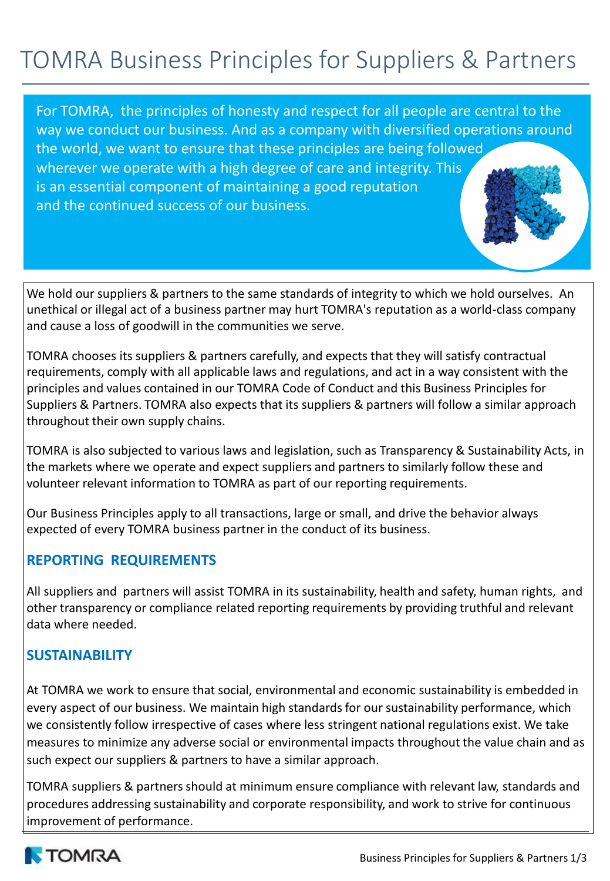# TOMRA Business Principles for Suppliers & Partners

For TOMRA, the principles of honesty and respect for all people are central to the way we conduct our business. And as a company with diversified operations around the world, we want to ensure that these principles are being followed wherever we operate with a high degree of care and integrity. This is an essential component of maintaining a good reputation and the continued success of our business.

We hold our suppliers & partners to the same standards of integrity to which we hold ourselves. An unethical or illegal act of a business partner may hurt TOMRA's reputation as a world-class company and cause a loss of goodwill in the communities we serve.

TOMRA chooses its suppliers & partners carefully, and expects that they will satisfy contractual requirements, comply with all applicable laws and regulations, and act in a way consistent with the principles and values contained in our TOMRA Code of Conduct and this Business Principles for Suppliers & Partners. TOMRA also expects that its suppliers & partners will follow a similar approach throughout their own supply chains.

TOMRA is also subjected to various laws and legislation, such as Transparency & Sustainability Acts, in the markets where we operate and expect suppliers and partners to similarly follow these and volunteer relevant information to TOMRA as part of our reporting requirements.

Our Business Principles apply to all transactions, large or small, and drive the behavior always expected of every TOMRA business partner in the conduct of its business.

## REPORTING REQUIREMENTS

All suppliers and partners will assist TOMRA in its sustainability, health and safety, human rights, and other transparency or compliance related reporting requirements by providing truthful and relevant data where needed.

## SUSTAINABILITY

At TOMRA we work to ensure that social, environmental and economic sustainability is embedded in every aspect of our business. We maintain high standards for our sustainability performance, which we consistently follow irrespective of cases where less stringent national regulations exist. We take measures to minimize any adverse social or environmental impacts throughout the value chain and as such expect our suppliers & partners to have a similar approach.

TOMRA suppliers & partners should at minimum ensure compliance with relevant law, standards and procedures addressing sustainability and corporate responsibility, and work to strive for continuous improvement of performance.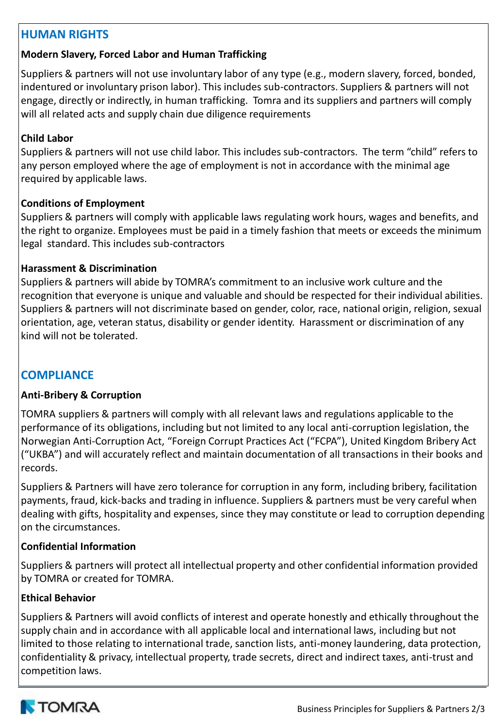## HUMAN RIGHTS

### Modern Slavery, Forced Labor and Human Trafficking

Suppliers & partners will not use involuntary labor of any type (e.g., modern slavery, forced, bonded, indentured or involuntary prison labor). This includes sub-contractors. Suppliers & partners will not engage, directly or indirectly, in human trafficking. Tomra and its suppliers and partners will comply will all related acts and supply chain due diligence requirements

### Child Labor

Suppliers & partners will not use child labor. This includes sub-contractors. The term "child" refers to any person employed where the age of employment is not in accordance with the minimal age required by applicable laws.

### Conditions of Employment

Suppliers & partners will comply with applicable laws regulating work hours, wages and benefits, and the right to organize. Employees must be paid in a timely fashion that meets or exceeds the minimum legal standard. This includes sub-contractors

### Harassment & Discrimination

Suppliers & partners will abide by TOMRA's commitment to an inclusive work culture and the recognition that everyone is unique and valuable and should be respected for their individual abilities. Suppliers & partners will not discriminate based on gender, color, race, national origin, religion, sexual orientation, age, veteran status, disability or gender identity. Harassment or discrimination of any kind will not be tolerated.

## COMPLIANCE

### Anti-Bribery & Corruption

TOMRA suppliers & partners will comply with all relevant laws and regulations applicable to the performance of its obligations, including but not limited to any local anti-corruption legislation, the Norwegian Anti-Corruption Act, "Foreign Corrupt Practices Act ("FCPA"), United Kingdom Bribery Act ("UKBA") and will accurately reflect and maintain documentation of all transactions in their books and records.

Suppliers & Partners will have zero tolerance for corruption in any form, including bribery, facilitation payments, fraud, kick-backs and trading in influence. Suppliers & partners must be very careful when dealing with gifts, hospitality and expenses, since they may constitute or lead to corruption depending on the circumstances.

### Confidential Information

Suppliers & partners will protect all intellectual property and other confidential information provided by TOMRA or created for TOMRA.

### Ethical Behavior

Suppliers & Partners will avoid conflicts of interest and operate honestly and ethically throughout the supply chain and in accordance with all applicable local and international laws, including but not limited to those relating to international trade, sanction lists, anti-money laundering, data protection, confidentiality & privacy, intellectual property, trade secrets, direct and indirect taxes, anti-trust and competition laws.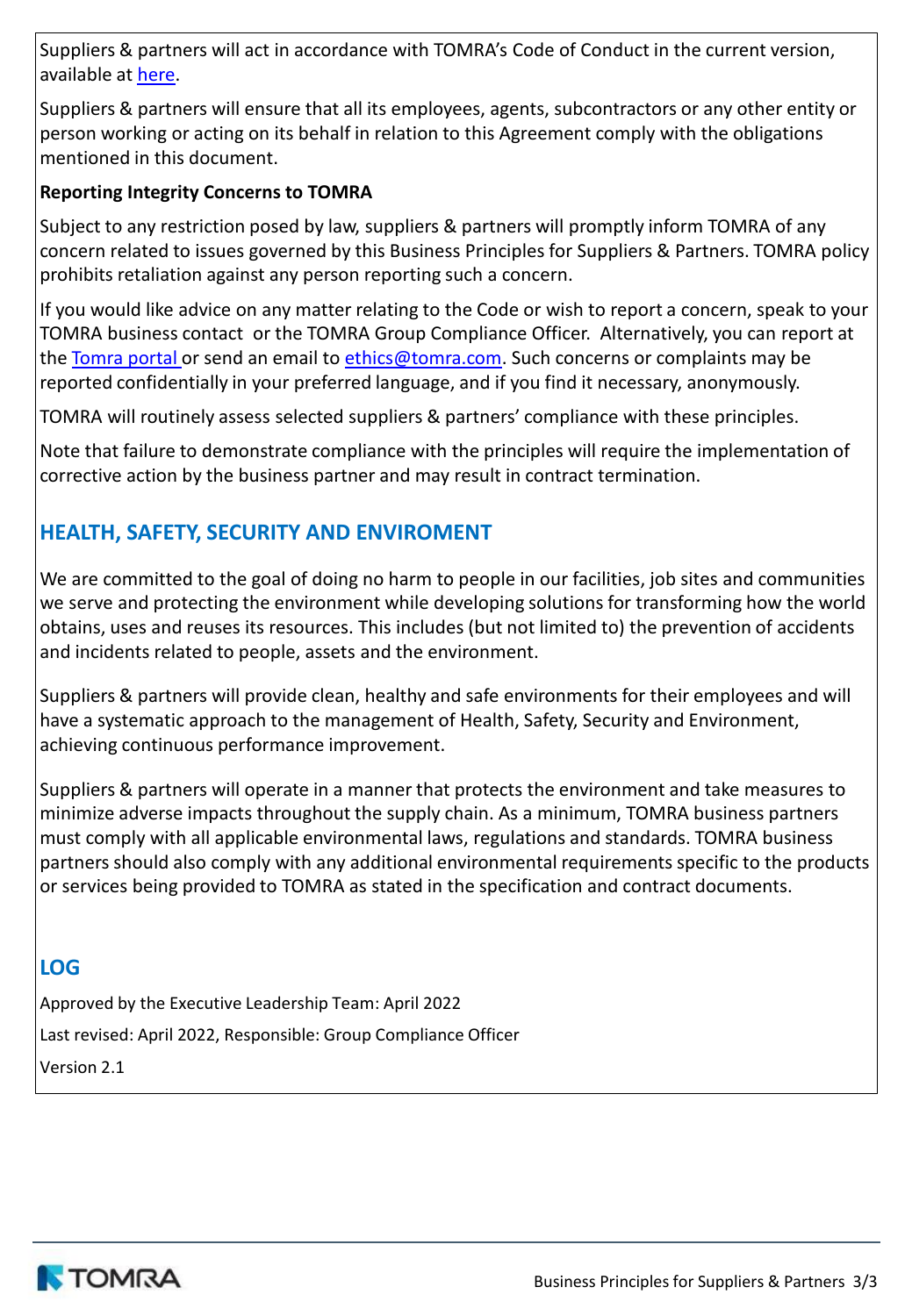Suppliers & partners will act in accordance with TOMRA's Code of Conduct in the current version, available at [here](#).

Suppliers & partners will ensure that all its employees, agents, subcontractors or any other entity or person working or acting on its behalf in relation to this Agreement comply with the obligations mentioned in this document.

**Reporting Integrity Concerns to TOMRA**

Subject to any restriction posed by law, suppliers & partners will promptly inform TOMRA of any concern related to issues governed by this Business Principles for Suppliers & Partners. TOMRA policy prohibits retaliation against any person reporting such a concern.

If you would like advice on any matter relating to the Code or wish to report a concern, speak to your TOMRA business contact or the TOMRA Group Compliance Officer. Alternatively, you can report at the [Tomra portal](#) or send an email to [ethics@tomra.com](mailto:ethics@tomra.com). Such concerns or complaints may be reported confidentially in your preferred language, and if you find it necessary, anonymously.

TOMRA will routinely assess selected suppliers & partners' compliance with these principles.

Note that failure to demonstrate compliance with the principles will require the implementation of corrective action by the business partner and may result in contract termination.

## HEALTH, SAFETY, SECURITY AND ENVIROMENT

We are committed to the goal of doing no harm to people in our facilities, job sites and communities we serve and protecting the environment while developing solutions for transforming how the world obtains, uses and reuses its resources. This includes (but not limited to) the prevention of accidents and incidents related to people, assets and the environment.

Suppliers & partners will provide clean, healthy and safe environments for their employees and will have a systematic approach to the management of Health, Safety, Security and Environment, achieving continuous performance improvement.

Suppliers & partners will operate in a manner that protects the environment and take measures to minimize adverse impacts throughout the supply chain. As a minimum, TOMRA business partners must comply with all applicable environmental laws, regulations and standards. TOMRA business partners should also comply with any additional environmental requirements specific to the products or services being provided to TOMRA as stated in the specification and contract documents.

## LOG

Approved by the Executive Leadership Team: April 2022

Last revised: April 2022, Responsible: Group Compliance Officer

Version 2.1